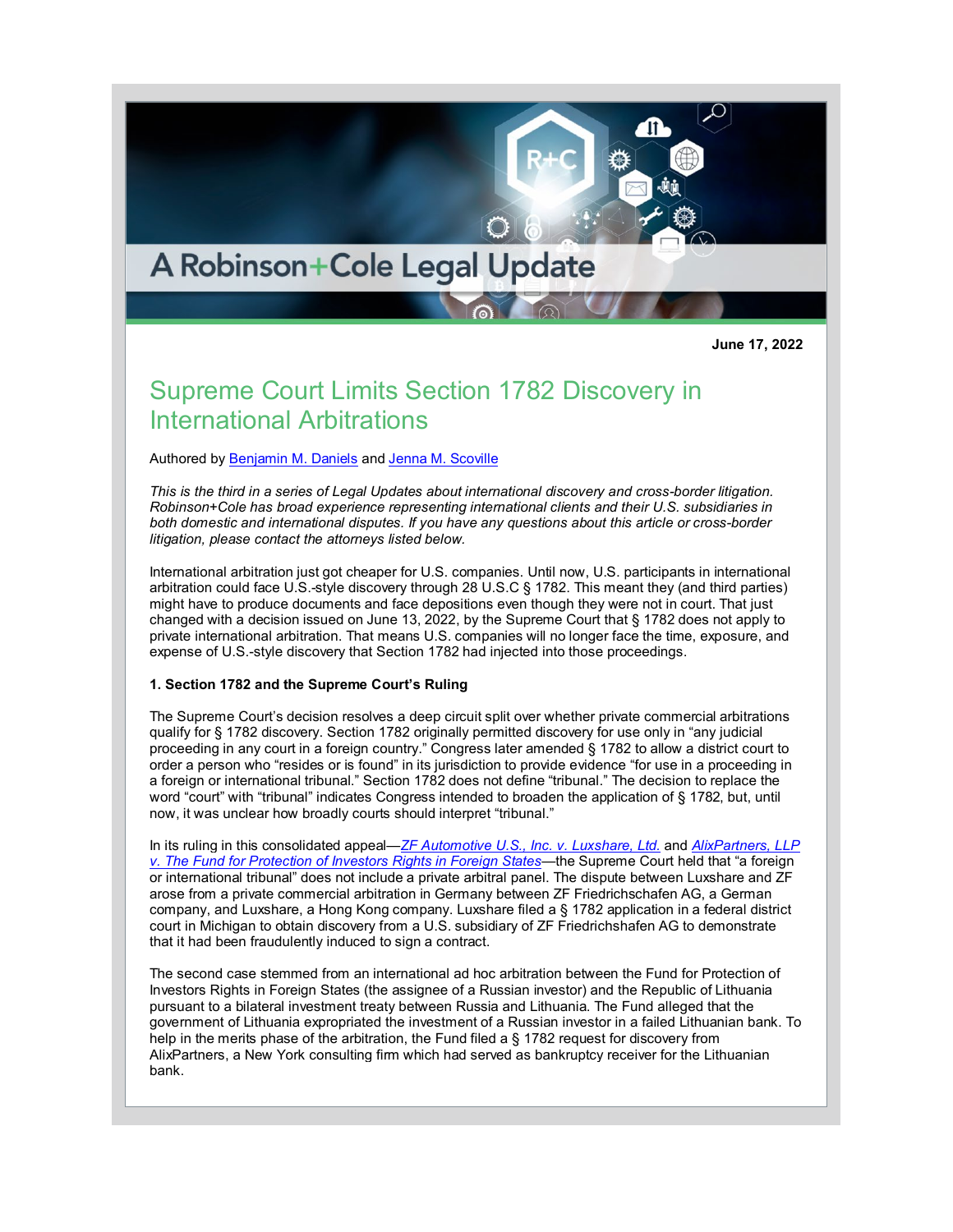A Robinson+Cole Legal Update

**June 17, 2022**

# Supreme Court Limits Section 1782 Discovery in International Arbitrations

Authored by Benjamin M. Daniels and Jenna M. Scoville

*This is the third in a series of Legal Updates about international discovery and cross-border litigation. Robinson+Cole has broad experience representing international clients and their U.S. subsidiaries in both domestic and international disputes. If you have any questions about this article or cross-border litigation, please contact the attorneys listed below.*

International arbitration just got cheaper for U.S. companies. Until now, U.S. participants in international arbitration could face U.S.-style discovery through 28 U.S.C § 1782. This meant they (and third parties) might have to produce documents and face depositions even though they were not in court. That just changed with a decision issued on June 13, 2022, by the Supreme Court that § 1782 does not apply to private international arbitration. That means U.S. companies will no longer face the time, exposure, and expense of U.S.-style discovery that Section 1782 had injected into those proceedings.

**1. Section 1782 and the Supreme Court's Ruling**

The Supreme Court's decision resolves a deep circuit split over whether private commercial arbitrations qualify for § 1782 discovery. Section 1782 originally permitted discovery for use only in "any judicial proceeding in any court in a foreign country." Congress later amended § 1782 to allow a district court to order a person who "resides or is found" in its jurisdiction to provide evidence "for use in a proceeding in a foreign or international tribunal." Section 1782 does not define "tribunal." The decision to replace the word "court" with "tribunal" indicates Congress intended to broaden the application of § 1782, but, until now, it was unclear how broadly courts should interpret "tribunal."

In its ruling in this consolidated appeal—*ZF Automotive U.S., Inc. v. Luxshare, Ltd.* and *AlixPartners, LLP v. The Fund for Protection of Investors Rights in Foreign States*—the Supreme Court held that "a foreign or international tribunal" does not include a private arbitral panel. The dispute between Luxshare and ZF arose from a private commercial arbitration in Germany between ZF Friedrichschafen AG, a German company, and Luxshare, a Hong Kong company. Luxshare filed a § 1782 application in a federal district court in Michigan to obtain discovery from a U.S. subsidiary of ZF Friedrichschafen AG to demonstrate that it had been fraudulently induced to sign a contract.

The second case stemmed from an international ad hoc arbitration between the Fund for Protection of Investors Rights in Foreign States (the assignee of a Russian investor) and the Republic of Lithuania pursuant to a bilateral investment treaty between Russia and Lithuania. The Fund alleged that the government of Lithuania expropriated the investment of a Russian investor in a failed Lithuanian bank. To help in the merits phase of the arbitration, the Fund filed a § 1782 request for discovery from AlixPartners, a New York consulting firm which had served as bankruptcy receiver for the Lithuanian bank.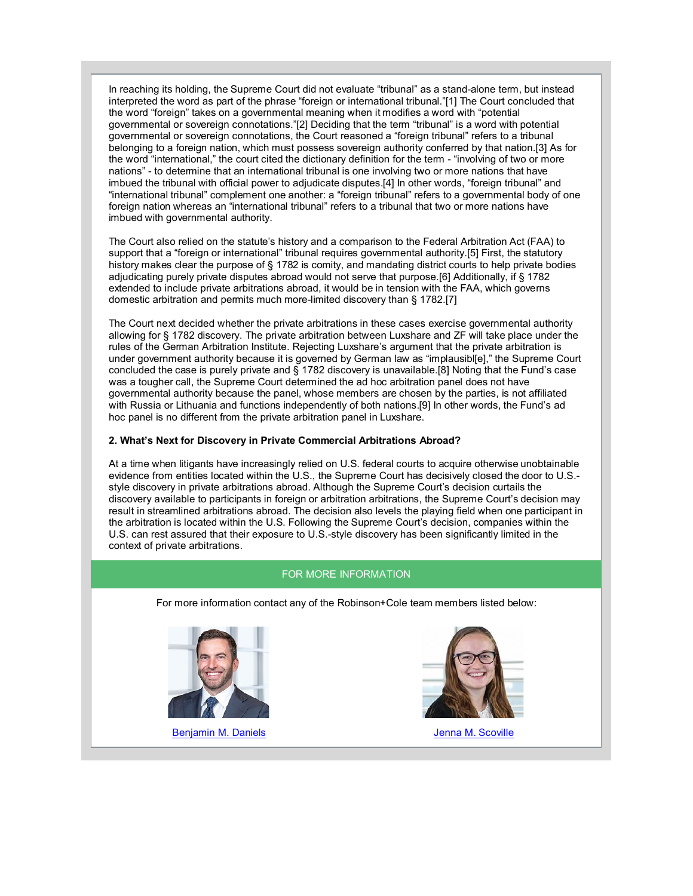In reaching its holding, the Supreme Court did not evaluate “tribunal” as a stand-alone term, but instead interpreted the word as part of the phrase “foreign or international tribunal.”[1] The Court concluded that the word “foreign” takes on a governmental meaning when it modifies a word with “potential governmental or sovereign connotations.”[2] Deciding that the term “tribunal” is a word with potential governmental or sovereign connotations, the Court reasoned a “foreign tribunal” refers to a tribunal belonging to a foreign nation, which must possess sovereign authority conferred by that nation.[3] As for the word “international,” the court cited the dictionary definition for the term - “involving of two or more nations” - to determine that an international tribunal is one involving two or more nations that have imbued the tribunal with official power to adjudicate disputes.[4] In other words, “foreign tribunal” and “international tribunal” complement one another: a “foreign tribunal” refers to a governmental body of one foreign nation whereas an “international tribunal” refers to a tribunal that two or more nations have imbued with governmental authority.

The Court also relied on the statute’s history and a comparison to the Federal Arbitration Act (FAA) to support that a “foreign or international” tribunal requires governmental authority.[5] First, the statutory history makes clear the purpose of § 1782 is comity, and mandating district courts to help private bodies adjudicating purely private disputes abroad would not serve that purpose.[6] Additionally, if § 1782 extended to include private arbitrations abroad, it would be in tension with the FAA, which governs domestic arbitration and permits much more-limited discovery than § 1782.[7]

The Court next decided whether the private arbitrations in these cases exercise governmental authority allowing for § 1782 discovery. The private arbitration between Luxshare and ZF will take place under the rules of the German Arbitration Institute. Rejecting Luxshare’s argument that the private arbitration is under government authority because it is governed by German law as “implausibl[e],” the Supreme Court concluded the case is purely private and § 1782 discovery is unavailable.[8] Noting that the Fund’s case was a tougher call, the Supreme Court determined the ad hoc arbitration panel does not have governmental authority because the panel, whose members are chosen by the parties, is not affiliated with Russia or Lithuania and functions independently of both nations.[9] In other words, the Fund’s ad hoc panel is no different from the private arbitration panel in Luxshare.

**2. What’s Next for Discovery in Private Commercial Arbitrations Abroad?**

At a time when litigants have increasingly relied on U.S. federal courts to acquire otherwise unobtainable evidence from entities located within the U.S., the Supreme Court has decisively closed the door to U.S.-style discovery in private arbitrations abroad. Although the Supreme Court’s decision curtails the discovery available to participants in foreign or arbitration arbitrations, the Supreme Court’s decision may result in streamlined arbitrations abroad. The decision also levels the playing field when one participant in the arbitration is located within the U.S. Following the Supreme Court’s decision, companies within the U.S. can rest assured that their exposure to U.S.-style discovery has been significantly limited in the context of private arbitrations.

## FOR MORE INFORMATION

For more information contact any of the Robinson+Cole team members listed below:

[Benjamin M. Daniels](#)

[Jenna M. Scoville](#)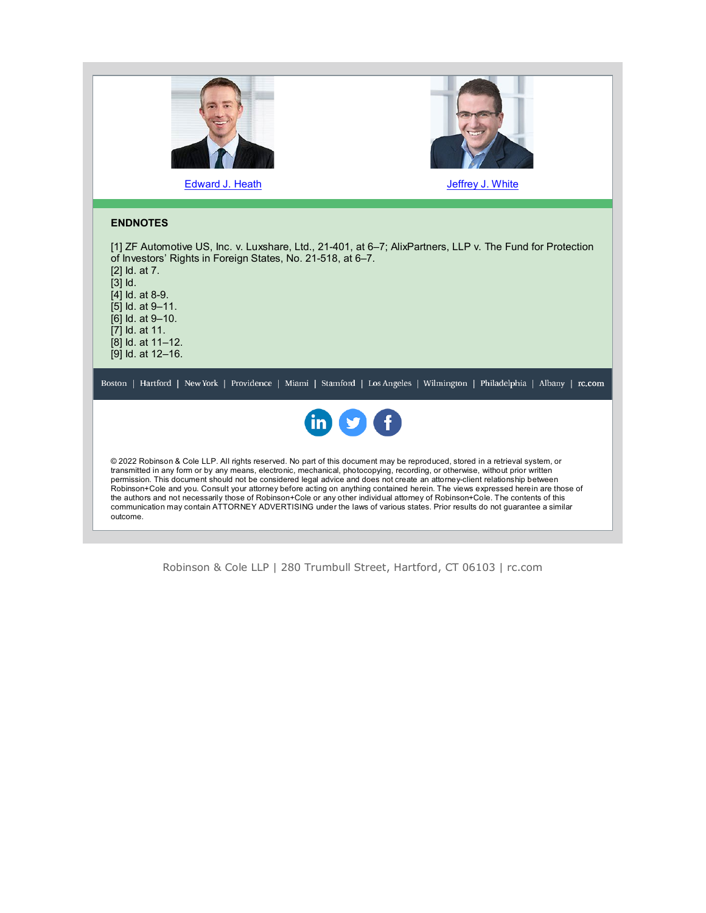Edward J. Heath

Jeffrey J. White

**ENDNOTES**

[1] ZF Automotive US, Inc. v. Luxshare, Ltd., 21-401, at 6–7; AlixPartners, LLP v. The Fund for Protection of Investors' Rights in Foreign States, No. 21-518, at 6–7.
[2] Id. at 7.
[3] Id.
[4] Id. at 8-9.
[5] Id. at 9–11.
[6] Id. at 9–10.
[7] Id. at 11.
[8] Id. at 11–12.
[9] Id. at 12–16.

Boston | Hartford | New York | Providence | Miami | Stamford | Los Angeles | Wilmington | Philadelphia | Albany | rc.com

© 2022 Robinson & Cole LLP. All rights reserved. No part of this document may be reproduced, stored in a retrieval system, or transmitted in any form or by any means, electronic, mechanical, photocopying, recording, or otherwise, without prior written permission. This document should not be considered legal advice and does not create an attorney-client relationship between Robinson+Cole and you. Consult your attorney before acting on anything contained herein. The views expressed herein are those of the authors and not necessarily those of Robinson+Cole or any other individual attorney of Robinson+Cole. The contents of this communication may contain ATTORNEY ADVERTISING under the laws of various states. Prior results do not guarantee a similar outcome.

Robinson & Cole LLP | 280 Trumbull Street, Hartford, CT 06103 | rc.com